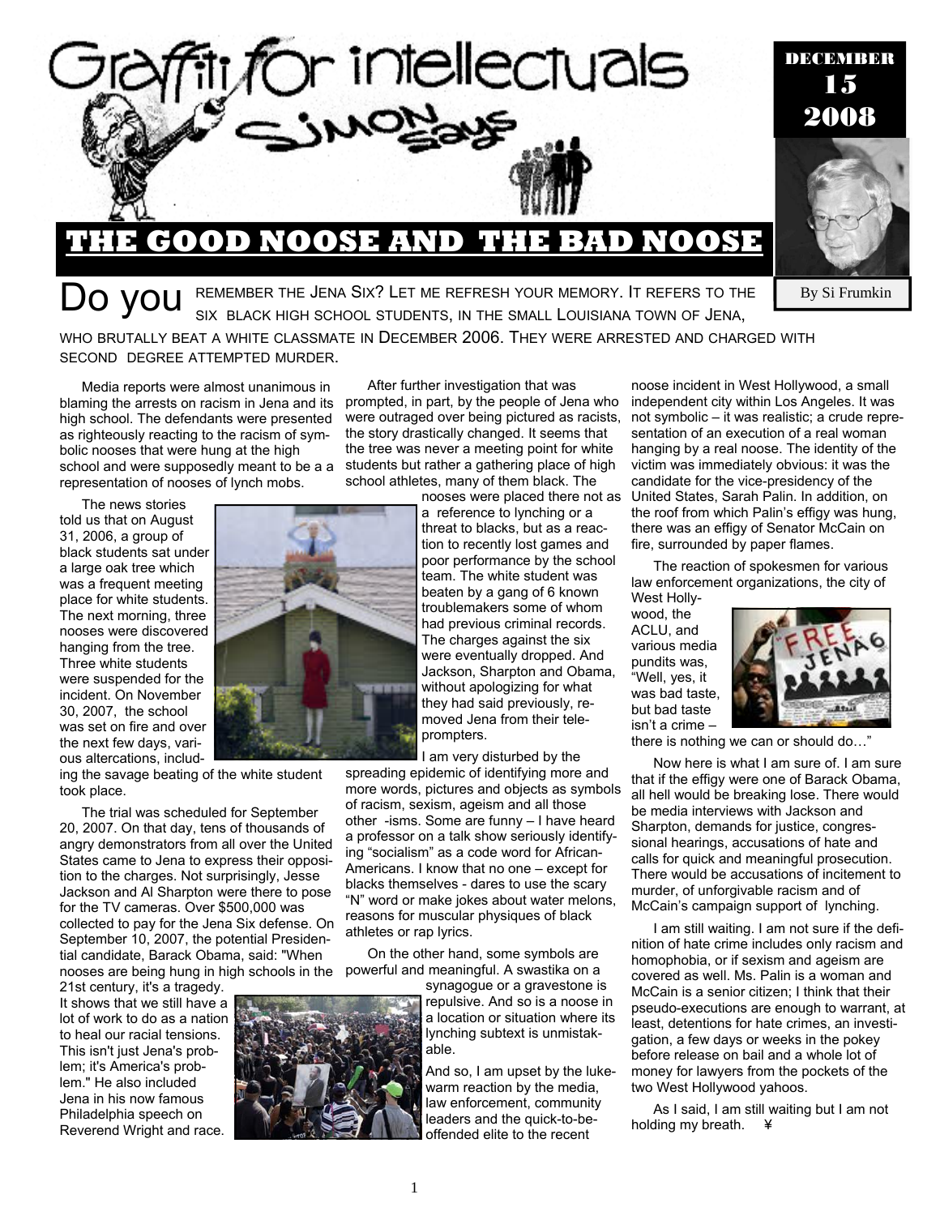# Graffiti for intellectuals

## Simon Says

DECEMBER 15 2008

# THE GOOD NOOSE AND THE BAD NOOSE

By Si Frumkin

Do you REMEMBER THE JENA SIX? LET ME REFRESH YOUR MEMORY. IT REFERS TO THE SIX BLACK HIGH SCHOOL STUDENTS, IN THE SMALL LOUISIANA TOWN OF JENA, WHO BRUTALLY BEAT A WHITE CLASSMATE IN DECEMBER 2006. THEY WERE ARRESTED AND CHARGED WITH SECOND DEGREE ATTEMPTED MURDER.

Media reports were almost unanimous in blaming the arrests on racism in Jena and its high school. The defendants were presented as righteously reacting to the racism of symbolic nooses that were hung at the high school and were supposedly meant to be a a representation of nooses of lynch mobs.

The news stories told us that on August 31, 2006, a group of black students sat under a large oak tree which was a frequent meeting place for white students. The next morning, three nooses were discovered hanging from the tree. Three white students were suspended for the incident. On November 30, 2007, the school was set on fire and over the next few days, various altercations, including the savage beating of the white student took place.

The trial was scheduled for September 20, 2007. On that day, tens of thousands of angry demonstrators from all over the United States came to Jena to express their opposition to the charges. Not surprisingly, Jesse Jackson and Al Sharpton were there to pose for the TV cameras. Over $500,000 was collected to pay for the Jena Six defense. On September 10, 2007, the potential Presidential candidate, Barack Obama, said: "When nooses are being hung in high schools in the 21st century, it's a tragedy. It shows that we still have a lot of work to do as a nation to heal our racial tensions. This isn't just Jena's problem; it's America's problem." He also included Jena in his now famous Philadelphia speech on Reverend Wright and race.

After further investigation that was prompted, in part, by the people of Jena who were outraged over being pictured as racists, the story drastically changed. It seems that the tree was never a meeting point for white students but rather a gathering place of high school athletes, many of them black. The nooses were placed there not as a reference to lynching or a threat to blacks, but as a reaction to recently lost games and poor performance by the school team. The white student was beaten by a gang of 6 known troublemakers some of whom had previous criminal records. The charges against the six were eventually dropped. And Jackson, Sharpton and Obama, without apologizing for what they had said previously, removed Jena from their teleprompters.

I am very disturbed by the spreading epidemic of identifying more and more words, pictures and objects as symbols of racism, sexism, ageism and all those other -isms. Some are funny – I have heard a professor on a talk show seriously identifying "socialism" as a code word for African-Americans. I know that no one – except for blacks themselves - dares to use the scary "N" word or make jokes about water melons, reasons for muscular physiques of black athletes or rap lyrics.

On the other hand, some symbols are powerful and meaningful. A swastika on a synagogue or a gravestone is repulsive. And so is a noose in a location or situation where its lynching subtext is unmistakable.

And so, I am upset by the lukewarm reaction by the media, law enforcement, community leaders and the quick-to-be-offended elite to the recent noose incident in West Hollywood, a small independent city within Los Angeles. It was not symbolic – it was realistic; a crude representation of an execution of a real woman hanging by a real noose. The identity of the victim was immediately obvious: it was the candidate for the vice-presidency of the United States, Sarah Palin. In addition, on the roof from which Palin's effigy was hung, there was an effigy of Senator McCain on fire, surrounded by paper flames.

The reaction of spokesmen for various law enforcement organizations, the city of West Hollywood, the ACLU, and various media pundits was, "Well, yes, it was bad taste, but bad taste isn't a crime – there is nothing we can or should do…"

Now here is what I am sure of. I am sure that if the effigy were one of Barack Obama, all hell would be breaking lose. There would be media interviews with Jackson and Sharpton, demands for justice, congressional hearings, accusations of hate and calls for quick and meaningful prosecution. There would be accusations of incitement to murder, of unforgivable racism and of McCain's campaign support of lynching.

I am still waiting. I am not sure if the definition of hate crime includes only racism and homophobia, or if sexism and ageism are covered as well. Ms. Palin is a woman and McCain is a senior citizen; I think that their pseudo-executions are enough to warrant, at least, detentions for hate crimes, an investigation, a few days or weeks in the pokey before release on bail and a whole lot of money for lawyers from the pockets of the two West Hollywood yahoos.

As I said, I am still waiting but I am not holding my breath. ¥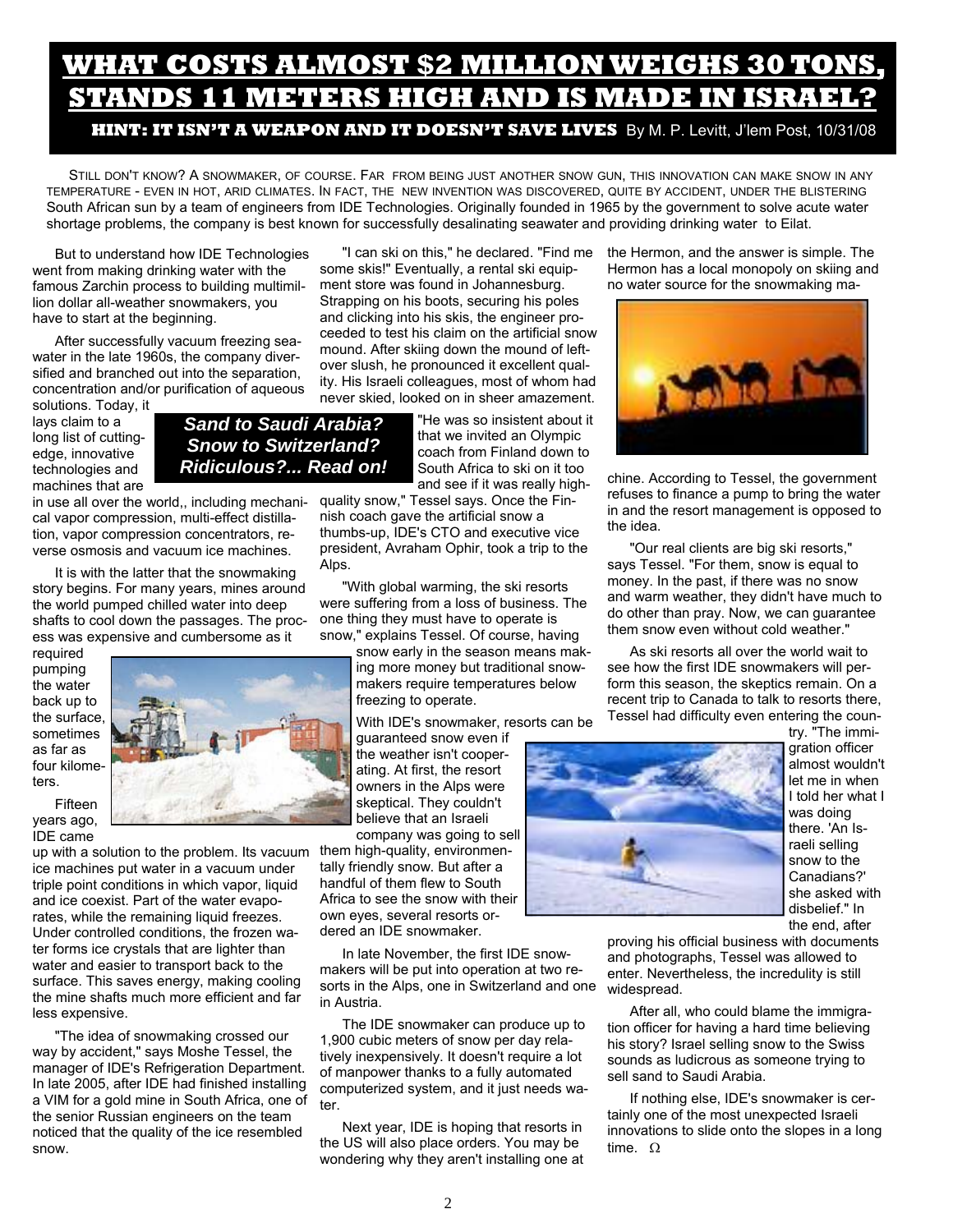# WHAT COSTS ALMOST $2 MILLION WEIGHS 30 TONS, STANDS 11 METERS HIGH AND IS MADE IN ISRAEL?

**HINT: IT ISN'T A WEAPON AND IT DOESN'T SAVE LIVES** By M. P. Levitt, J'lem Post, 10/31/08

STILL DON'T KNOW? A SNOWMAKER, OF COURSE. FAR FROM BEING JUST ANOTHER SNOW GUN, THIS INNOVATION CAN MAKE SNOW IN ANY TEMPERATURE - EVEN IN HOT, ARID CLIMATES. IN FACT, THE NEW INVENTION WAS DISCOVERED, QUITE BY ACCIDENT, UNDER THE BLISTERING South African sun by a team of engineers from IDE Technologies. Originally founded in 1965 by the government to solve acute water shortage problems, the company is best known for successfully desalinating seawater and providing drinking water to Eilat.

But to understand how IDE Technologies went from making drinking water with the famous Zarchin process to building multimillion dollar all-weather snowmakers, you have to start at the beginning.

After successfully vacuum freezing seawater in the late 1960s, the company diversified and branched out into the separation, concentration and/or purification of aqueous solutions. Today, it lays claim to a long list of cutting-edge, innovative technologies and machines that are in use all over the world,, including mechanical vapor compression, multi-effect distillation, vapor compression concentrators, reverse osmosis and vacuum ice machines.

***Sand to Saudi Arabia? Snow to Switzerland? Ridiculous?... Read on!***

It is with the latter that the snowmaking story begins. For many years, mines around the world pumped chilled water into deep shafts to cool down the passages. The process was expensive and cumbersome as it required pumping the water back up to the surface, sometimes as far as four kilometers.

Fifteen years ago, IDE came up with a solution to the problem. Its vacuum ice machines put water in a vacuum under triple point conditions in which vapor, liquid and ice coexist. Part of the water evaporates, while the remaining liquid freezes. Under controlled conditions, the frozen water forms ice crystals that are lighter than water and easier to transport back to the surface. This saves energy, making cooling the mine shafts much more efficient and far less expensive.

"The idea of snowmaking crossed our way by accident," says Moshe Tessel, the manager of IDE's Refrigeration Department. In late 2005, after IDE had finished installing a VIM for a gold mine in South Africa, one of the senior Russian engineers on the team noticed that the quality of the ice resembled snow.

"I can ski on this," he declared. "Find me some skis!" Eventually, a rental ski equipment store was found in Johannesburg. Strapping on his boots, securing his poles and clicking into his skis, the engineer proceeded to test his claim on the artificial snow mound. After skiing down the mound of leftover slush, he pronounced it excellent quality. His Israeli colleagues, most of whom had never skied, looked on in sheer amazement.

"He was so insistent about it that we invited an Olympic coach from Finland down to South Africa to ski on it too and see if it was really high-quality snow," Tessel says. Once the Finnish coach gave the artificial snow a thumbs-up, IDE's CTO and executive vice president, Avraham Ophir, took a trip to the Alps.

"With global warming, the ski resorts were suffering from a loss of business. The one thing they must have to operate is snow," explains Tessel. Of course, having snow early in the season means making more money but traditional snowmakers require temperatures below freezing to operate.

With IDE's snowmaker, resorts can be guaranteed snow even if the weather isn't cooperating. At first, the resort owners in the Alps were skeptical. They couldn't believe that an Israeli company was going to sell them high-quality, environmentally friendly snow. But after a handful of them flew to South Africa to see the snow with their own eyes, several resorts ordered an IDE snowmaker.

In late November, the first IDE snowmakers will be put into operation at two resorts in the Alps, one in Switzerland and one in Austria.

The IDE snowmaker can produce up to 1,900 cubic meters of snow per day relatively inexpensively. It doesn't require a lot of manpower thanks to a fully automated computerized system, and it just needs water.

Next year, IDE is hoping that resorts in the US will also place orders. You may be wondering why they aren't installing one at the Hermon, and the answer is simple. The Hermon has a local monopoly on skiing and no water source for the snowmaking machine. According to Tessel, the government refuses to finance a pump to bring the water in and the resort management is opposed to the idea.

"Our real clients are big ski resorts," says Tessel. "For them, snow is equal to money. In the past, if there was no snow and warm weather, they didn't have much to do other than pray. Now, we can guarantee them snow even without cold weather."

As ski resorts all over the world wait to see how the first IDE snowmakers will perform this season, the skeptics remain. On a recent trip to Canada to talk to resorts there, Tessel had difficulty even entering the country. "The immigration officer almost wouldn't let me in when I told her what I was doing there. 'An Israeli selling snow to the Canadians?' she asked with disbelief." In the end, after proving his official business with documents and photographs, Tessel was allowed to enter. Nevertheless, the incredulity is still widespread.

After all, who could blame the immigration officer for having a hard time believing his story? Israel selling snow to the Swiss sounds as ludicrous as someone trying to sell sand to Saudi Arabia.

If nothing else, IDE's snowmaker is certainly one of the most unexpected Israeli innovations to slide onto the slopes in a long time. Ω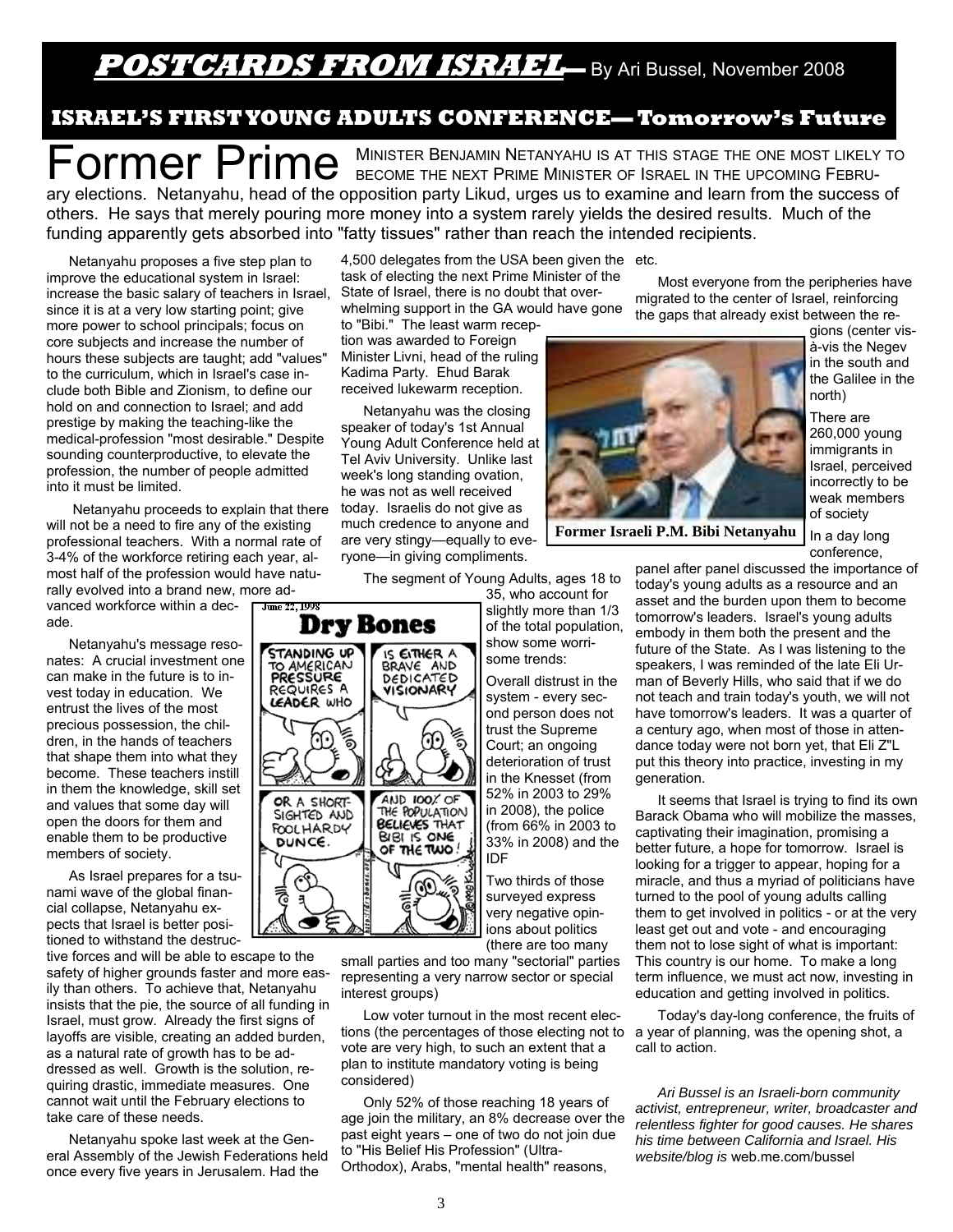# POSTCARDS FROM ISRAEL— By Ari Bussel, November 2008

## ISRAEL'S FIRST YOUNG ADULTS CONFERENCE— Tomorrow's Future

Former Prime Minister Benjamin Netanyahu is at this stage the one most likely to become the next Prime Minister of Israel in the upcoming February elections. Netanyahu, head of the opposition party Likud, urges us to examine and learn from the success of others. He says that merely pouring more money into a system rarely yields the desired results. Much of the funding apparently gets absorbed into "fatty tissues" rather than reach the intended recipients.

Netanyahu proposes a five step plan to improve the educational system in Israel: increase the basic salary of teachers in Israel, since it is at a very low starting point; give more power to school principals; focus on core subjects and increase the number of hours these subjects are taught; add "values" to the curriculum, which in Israel's case include both Bible and Zionism, to define our hold on and connection to Israel; and add prestige by making the teaching-like the medical-profession "most desirable." Despite sounding counterproductive, to elevate the profession, the number of people admitted into it must be limited.

Netanyahu proceeds to explain that there will not be a need to fire any of the existing professional teachers. With a normal rate of 3-4% of the workforce retiring each year, almost half of the profession would have naturally evolved into a brand new, more advanced workforce within a decade.

Netanyahu's message resonates: A crucial investment one can make in the future is to invest today in education. We entrust the lives of the most precious possession, the children, in the hands of teachers that shape them into what they become. These teachers instill in them the knowledge, skill set and values that some day will open the doors for them and enable them to be productive members of society.

As Israel prepares for a tsunami wave of the global financial collapse, Netanyahu expects that Israel is better positioned to withstand the destructive forces and will be able to escape to the safety of higher grounds faster and more easily than others. To achieve that, Netanyahu insists that the pie, the source of all funding in Israel, must grow. Already the first signs of layoffs are visible, creating an added burden, as a natural rate of growth has to be addressed as well. Growth is the solution, requiring drastic, immediate measures. One cannot wait until the February elections to take care of these needs.

Netanyahu spoke last week at the General Assembly of the Jewish Federations held once every five years in Jerusalem. Had the 4,500 delegates from the USA been given the task of electing the next Prime Minister of the State of Israel, there is no doubt that overwhelming support in the GA would have gone to "Bibi." The least warm reception was awarded to Foreign Minister Livni, head of the ruling Kadima Party. Ehud Barak received lukewarm reception.

Netanyahu was the closing speaker of today's 1st Annual Young Adult Conference held at Tel Aviv University. Unlike last week's long standing ovation, he was not as well received today. Israelis do not give as much credence to anyone and are very stingy—equally to everyone—in giving compliments.

The segment of Young Adults, ages 18 to 35, who account for slightly more than 1/3 of the total population, show some worrisome trends:

Overall distrust in the system - every second person does not trust the Supreme Court; an ongoing deterioration of trust in the Knesset (from 52% in 2003 to 29% in 2008), the police (from 66% in 2003 to 33% in 2008) and the IDF

Two thirds of those surveyed express very negative opinions about politics (there are too many small parties and too many "sectorial" parties representing a very narrow sector or special interest groups)

Low voter turnout in the most recent elections (the percentages of those electing not to vote are very high, to such an extent that a plan to institute mandatory voting is being considered)

Only 52% of those reaching 18 years of age join the military, an 8% decrease over the past eight years – one of two do not join due to "His Belief His Profession" (Ultra-Orthodox), Arabs, "mental health" reasons, etc.

Most everyone from the peripheries have migrated to the center of Israel, reinforcing the gaps that already exist between the regions (center vis-à-vis the Negev in the south and the Galilee in the north)

There are 260,000 young immigrants in Israel, perceived incorrectly to be weak members of society

Former Israeli P.M. Bibi Netanyahu

In a day long conference, panel after panel discussed the importance of today's young adults as a resource and an asset and the burden upon them to become tomorrow's leaders. Israel's young adults embody in them both the present and the future of the State. As I was listening to the speakers, I was reminded of the late Eli Urman of Beverly Hills, who said that if we do not teach and train today's youth, we will not have tomorrow's leaders. It was a quarter of a century ago, when most of those in attendance today were not born yet, that Eli Z"L put this theory into practice, investing in my generation.

It seems that Israel is trying to find its own Barack Obama who will mobilize the masses, captivating their imagination, promising a better future, a hope for tomorrow. Israel is looking for a trigger to appear, hoping for a miracle, and thus a myriad of politicians have turned to the pool of young adults calling them to get involved in politics - or at the very least get out and vote - and encouraging them not to lose sight of what is important: This country is our home. To make a long term influence, we must act now, investing in education and getting involved in politics.

Today's day-long conference, the fruits of a year of planning, was the opening shot, a call to action.

*Ari Bussel is an Israeli-born community activist, entrepreneur, writer, broadcaster and relentless fighter for good causes. He shares his time between California and Israel. His website/blog is* web.me.com/bussel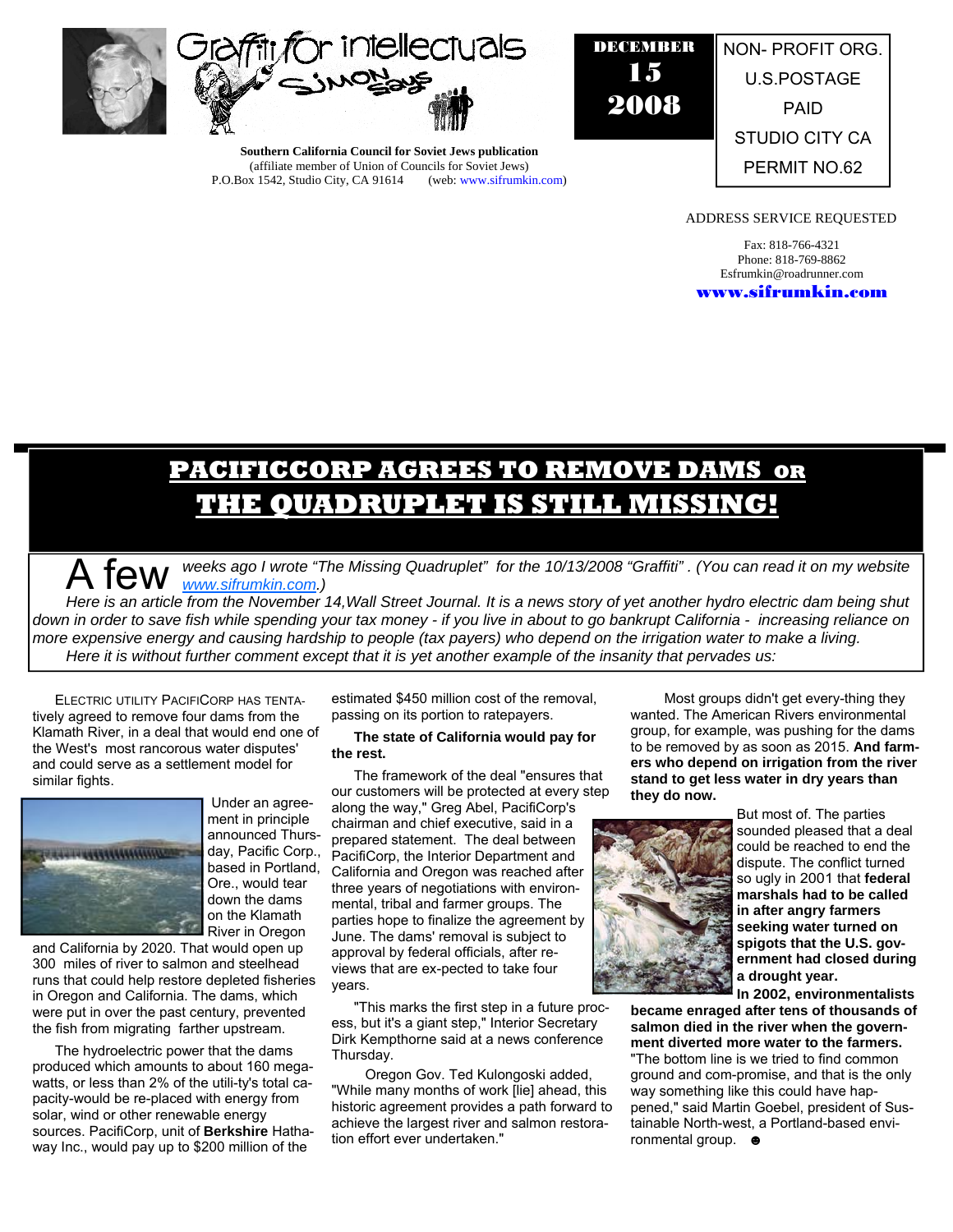Graffiti for intellectuals

SIMON SAYS

**Southern California Council for Soviet Jews publication**
(affiliate member of Union of Councils for Soviet Jews)
P.O.Box 1542, Studio City, CA 91614 (web: www.sifrumkin.com)

**DECEMBER 15 2008**

NON- PROFIT ORG.
U.S.POSTAGE
PAID
STUDIO CITY CA
PERMIT NO.62

ADDRESS SERVICE REQUESTED

Fax: 818-766-4321
Phone: 818-769-8862
Esfrumkin@roadrunner.com
**www.sifrumkin.com**

# PACIFICCORP AGREES TO REMOVE DAMS OR THE QUADRUPLET IS STILL MISSING!

*A few weeks ago I wrote "The Missing Quadruplet" for the 10/13/2008 "Graffiti". (You can read it on my website www.sifrumkin.com.)*

*Here is an article from the November 14,Wall Street Journal. It is a news story of yet another hydro electric dam being shut down in order to save fish while spending your tax money - if you live in about to go bankrupt California - increasing reliance on more expensive energy and causing hardship to people (tax payers) who depend on the irrigation water to make a living.*

*Here it is without further comment except that it is yet another example of the insanity that pervades us:*

ELECTRIC UTILITY PACIFICORP HAS TENTATIVELY agreed to remove four dams from the Klamath River, in a deal that would end one of the West's most rancorous water disputes' and could serve as a settlement model for similar fights.

Under an agreement in principle announced Thursday, Pacific Corp., based in Portland, Ore., would tear down the dams on the Klamath River in Oregon and California by 2020. That would open up 300 miles of river to salmon and steelhead runs that could help restore depleted fisheries in Oregon and California. The dams, which were put in over the past century, prevented the fish from migrating farther upstream.

The hydroelectric power that the dams produced which amounts to about 160 megawatts, or less than 2% of the utili-ty's total capacity-would be re-placed with energy from solar, wind or other renewable energy sources. PacifiCorp, unit of **Berkshire** Hathaway Inc., would pay up to $200 million of the estimated $450 million cost of the removal, passing on its portion to ratepayers.

**The state of California would pay for the rest.**

The framework of the deal "ensures that our customers will be protected at every step along the way," Greg Abel, PacifiCorp's chairman and chief executive, said in a prepared statement. The deal between PacifiCorp, the Interior Department and California and Oregon was reached after three years of negotiations with environmental, tribal and farmer groups. The parties hope to finalize the agreement by June. The dams' removal is subject to approval by federal officials, after reviews that are ex-pected to take four years.

"This marks the first step in a future process, but it's a giant step," Interior Secretary Dirk Kempthorne said at a news conference Thursday.

Oregon Gov. Ted Kulongoski added, "While many months of work [lie] ahead, this historic agreement provides a path forward to achieve the largest river and salmon restoration effort ever undertaken."

Most groups didn't get every-thing they wanted. The American Rivers environmental group, for example, was pushing for the dams to be removed by as soon as 2015. **And farmers who depend on irrigation from the river stand to get less water in dry years than they do now.**

But most of. The parties sounded pleased that a deal could be reached to end the dispute. The conflict turned so ugly in 2001 that **federal marshals had to be called in after angry farmers seeking water turned on spigots that the U.S. government had closed during a drought year.**

**In 2002, environmentalists became enraged after tens of thousands of salmon died in the river when the government diverted more water to the farmers.** "The bottom line is we tried to find common ground and com-promise, and that is the only way something like this could have happened," said Martin Goebel, president of Sustainable North-west, a Portland-based environmental group. ☻